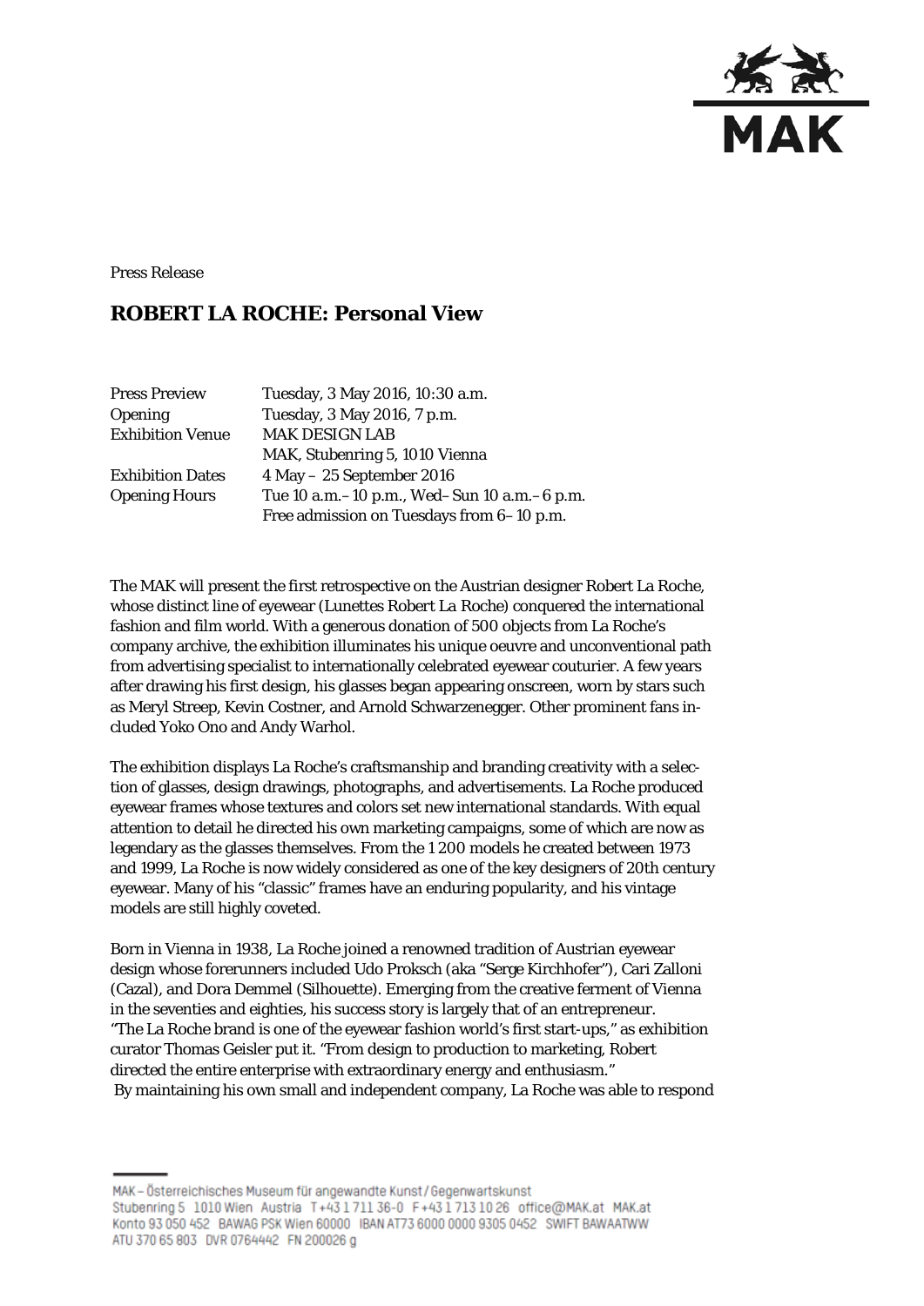Press Release

# ROBERT LA ROCHE: Personal View

| | |
|---|---|
| Press Preview | Tuesday, 3 May 2016, 10:30 a.m. |
| Opening | Tuesday, 3 May 2016, 7 p.m. |
| Exhibition Venue | MAK DESIGN LAB<br>MAK, Stubenring 5, 1010 Vienna |
| Exhibition Dates | 4 May – 25 September 2016 |
| Opening Hours | Tue 10 a.m.–10 p.m., Wed–Sun 10 a.m.–6 p.m.<br>Free admission on Tuesdays from 6–10 p.m. |

The MAK will present the first retrospective on the Austrian designer Robert La Roche, whose distinct line of eyewear (Lunettes Robert La Roche) conquered the international fashion and film world. With a generous donation of 500 objects from La Roche's company archive, the exhibition illuminates his unique oeuvre and unconventional path from advertising specialist to internationally celebrated eyewear couturier. A few years after drawing his first design, his glasses began appearing onscreen, worn by stars such as Meryl Streep, Kevin Costner, and Arnold Schwarzenegger. Other prominent fans included Yoko Ono and Andy Warhol.

The exhibition displays La Roche's craftsmanship and branding creativity with a selection of glasses, design drawings, photographs, and advertisements. La Roche produced eyewear frames whose textures and colors set new international standards. With equal attention to detail he directed his own marketing campaigns, some of which are now as legendary as the glasses themselves. From the 1 200 models he created between 1973 and 1999, La Roche is now widely considered as one of the key designers of 20th century eyewear. Many of his "classic" frames have an enduring popularity, and his vintage models are still highly coveted.

Born in Vienna in 1938, La Roche joined a renowned tradition of Austrian eyewear design whose forerunners included Udo Proksch (aka "Serge Kirchhofer"), Cari Zalloni (Cazal), and Dora Demmel (Silhouette). Emerging from the creative ferment of Vienna in the seventies and eighties, his success story is largely that of an entrepreneur. "The La Roche brand is one of the eyewear fashion world's first start-ups," as exhibition curator Thomas Geisler put it. "From design to production to marketing, Robert directed the entire enterprise with extraordinary energy and enthusiasm."
By maintaining his own small and independent company, La Roche was able to respond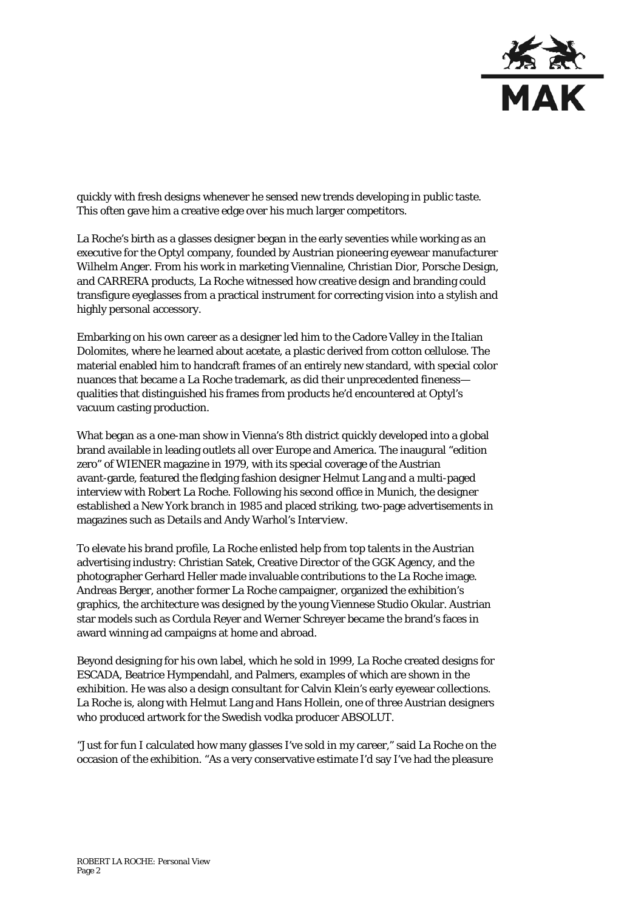quickly with fresh designs whenever he sensed new trends developing in public taste. This often gave him a creative edge over his much larger competitors.

La Roche's birth as a glasses designer began in the early seventies while working as an executive for the Optyl company, founded by Austrian pioneering eyewear manufacturer Wilhelm Anger. From his work in marketing Viennaline, Christian Dior, Porsche Design, and CARRERA products, La Roche witnessed how creative design and branding could transfigure eyeglasses from a practical instrument for correcting vision into a stylish and highly personal accessory.

Embarking on his own career as a designer led him to the Cadore Valley in the Italian Dolomites, where he learned about acetate, a plastic derived from cotton cellulose. The material enabled him to handcraft frames of an entirely new standard, with special color nuances that became a La Roche trademark, as did their unprecedented fineness—qualities that distinguished his frames from products he'd encountered at Optyl's vacuum casting production.

What began as a one-man show in Vienna's 8th district quickly developed into a global brand available in leading outlets all over Europe and America. The inaugural "edition zero" of WIENER magazine in 1979, with its special coverage of the Austrian avant-garde, featured the fledging fashion designer Helmut Lang and a multi-paged interview with Robert La Roche. Following his second office in Munich, the designer established a New York branch in 1985 and placed striking, two-page advertisements in magazines such as *Details* and Andy Warhol's *Interview*.

To elevate his brand profile, La Roche enlisted help from top talents in the Austrian advertising industry: Christian Satek, Creative Director of the GGK Agency, and the photographer Gerhard Heller made invaluable contributions to the La Roche image. Andreas Berger, another former La Roche campaigner, organized the exhibition's graphics, the architecture was designed by the young Viennese Studio Okular. Austrian star models such as Cordula Reyer and Werner Schreyer became the brand's faces in award winning ad campaigns at home and abroad.

Beyond designing for his own label, which he sold in 1999, La Roche created designs for ESCADA, Beatrice Hympendahl, and Palmers, examples of which are shown in the exhibition. He was also a design consultant for Calvin Klein's early eyewear collections. La Roche is, along with Helmut Lang and Hans Hollein, one of three Austrian designers who produced artwork for the Swedish vodka producer ABSOLUT.

"Just for fun I calculated how many glasses I've sold in my career," said La Roche on the occasion of the exhibition. "As a very conservative estimate I'd say I've had the pleasure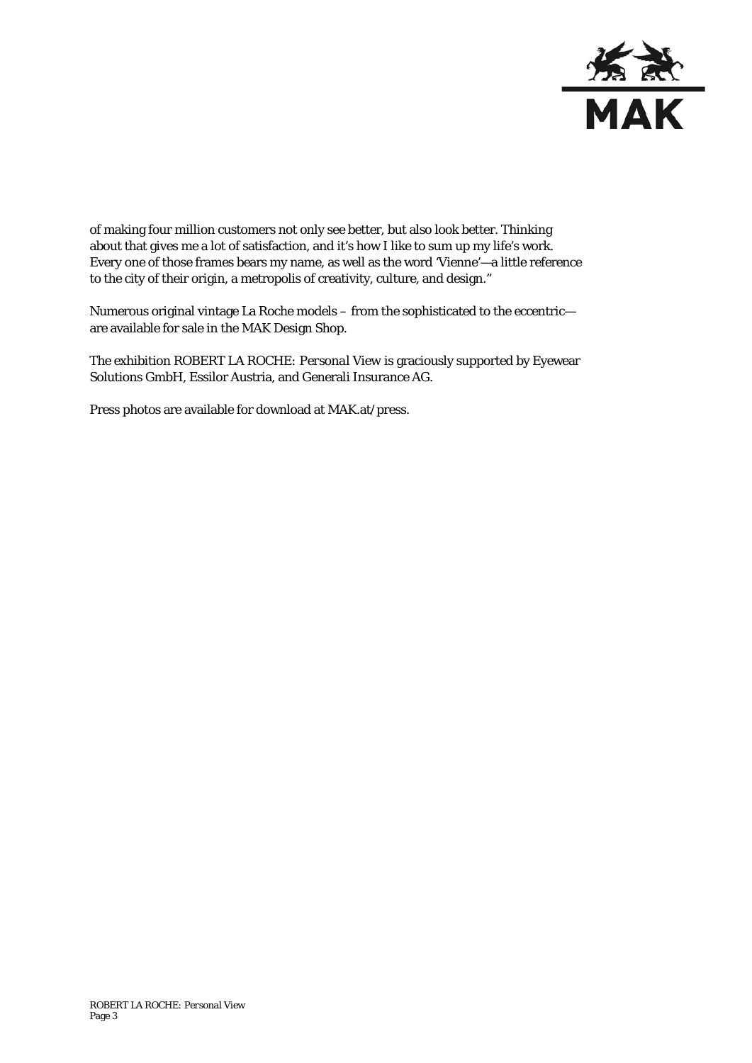of making four million customers not only see better, but also look better. Thinking about that gives me a lot of satisfaction, and it's how I like to sum up my life's work. Every one of those frames bears my name, as well as the word 'Vienne'—a little reference to the city of their origin, a metropolis of creativity, culture, and design."

Numerous original vintage La Roche models – from the sophisticated to the eccentric—are available for sale in the MAK Design Shop.

The exhibition ROBERT LA ROCHE: *Personal View* is graciously supported by Eyewear Solutions GmbH, Essilor Austria, and Generali Insurance AG.

Press photos are available for download at MAK.at/press.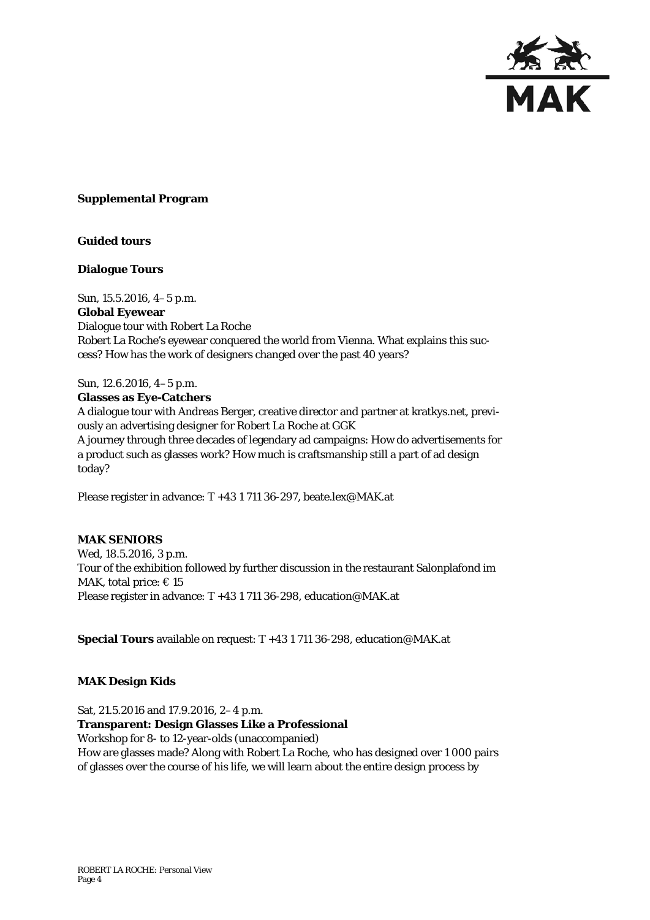## Supplemental Program

### Guided tours

#### Dialogue Tours

Sun, 15.5.2016, 4–5 p.m.
**Global Eyewear**
Dialogue tour with Robert La Roche
Robert La Roche's eyewear conquered the world from Vienna. What explains this success? How has the work of designers changed over the past 40 years?

Sun, 12.6.2016, 4–5 p.m.
**Glasses as Eye-Catchers**
A dialogue tour with Andreas Berger, creative director and partner at kratkys.net, previously an advertising designer for Robert La Roche at GGK
A journey through three decades of legendary ad campaigns: How do advertisements for a product such as glasses work? How much is craftsmanship still a part of ad design today?

Please register in advance: T +43 1 711 36-297, beate.lex@MAK.at

#### MAK SENIORS

Wed, 18.5.2016, 3 p.m.
Tour of the exhibition followed by further discussion in the restaurant Salonplafond im MAK, total price: € 15
Please register in advance: T +43 1 711 36-298, education@MAK.at

**Special Tours** available on request: T +43 1 711 36-298, education@MAK.at

### MAK Design Kids

Sat, 21.5.2016 and 17.9.2016, 2–4 p.m.
**Transparent: Design Glasses Like a Professional**
Workshop for 8- to 12-year-olds (unaccompanied)
How are glasses made? Along with Robert La Roche, who has designed over 1 000 pairs of glasses over the course of his life, we will learn about the entire design process by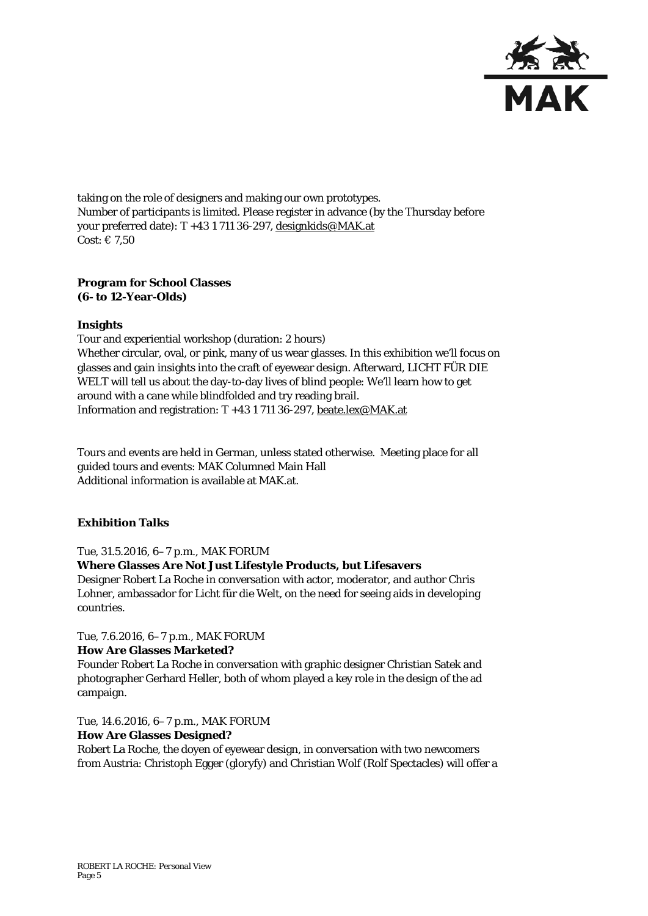taking on the role of designers and making our own prototypes.
Number of participants is limited. Please register in advance (by the Thursday before your preferred date): T +43 1 711 36-297, designkids@MAK.at
Cost: € 7,50

**Program for School Classes**
**(6- to 12-Year-Olds)**

**Insights**
Tour and experiential workshop (duration: 2 hours)
Whether circular, oval, or pink, many of us wear glasses. In this exhibition we'll focus on glasses and gain insights into the craft of eyewear design. Afterward, LICHT FÜR DIE WELT will tell us about the day-to-day lives of blind people: We'll learn how to get around with a cane while blindfolded and try reading brail.
Information and registration: T +43 1 711 36-297, beate.lex@MAK.at

Tours and events are held in German, unless stated otherwise. Meeting place for all guided tours and events: MAK Columned Main Hall
Additional information is available at MAK.at.

**Exhibition Talks**

Tue, 31.5.2016, 6–7 p.m., MAK FORUM
**Where Glasses Are Not Just Lifestyle Products, but Lifesavers**
Designer Robert La Roche in conversation with actor, moderator, and author Chris Lohner, ambassador for Licht für die Welt, on the need for seeing aids in developing countries.

Tue, 7.6.2016, 6–7 p.m., MAK FORUM
**How Are Glasses Marketed?**
Founder Robert La Roche in conversation with graphic designer Christian Satek and photographer Gerhard Heller, both of whom played a key role in the design of the ad campaign.

Tue, 14.6.2016, 6–7 p.m., MAK FORUM
**How Are Glasses Designed?**
Robert La Roche, the doyen of eyewear design, in conversation with two newcomers from Austria: Christoph Egger (gloryfy) and Christian Wolf (Rolf Spectacles) will offer a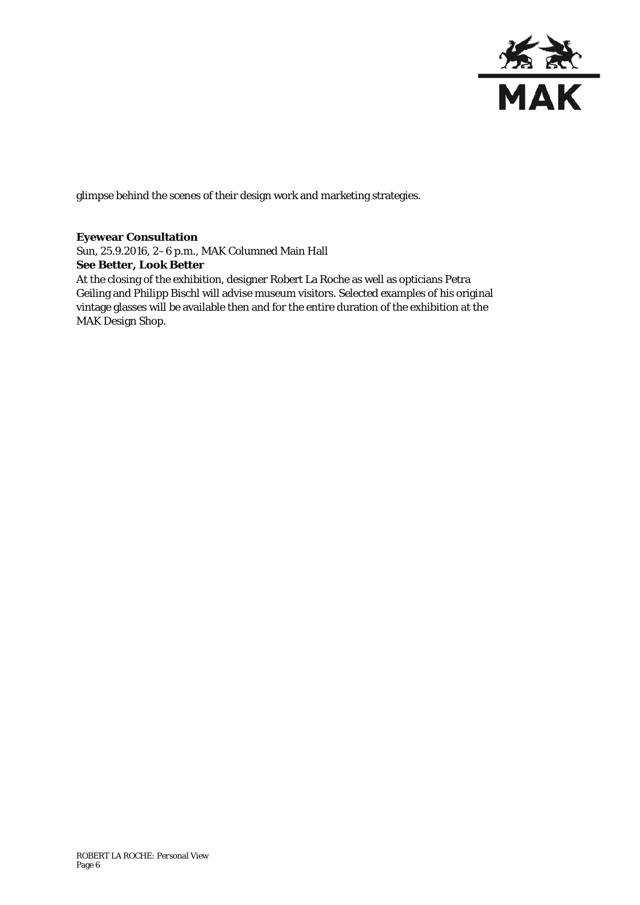glimpse behind the scenes of their design work and marketing strategies.

**Eyewear Consultation**
Sun, 25.9.2016, 2–6 p.m., MAK Columned Main Hall
**See Better, Look Better**
At the closing of the exhibition, designer Robert La Roche as well as opticians Petra Geiling and Philipp Bischl will advise museum visitors. Selected examples of his original vintage glasses will be available then and for the entire duration of the exhibition at the MAK Design Shop.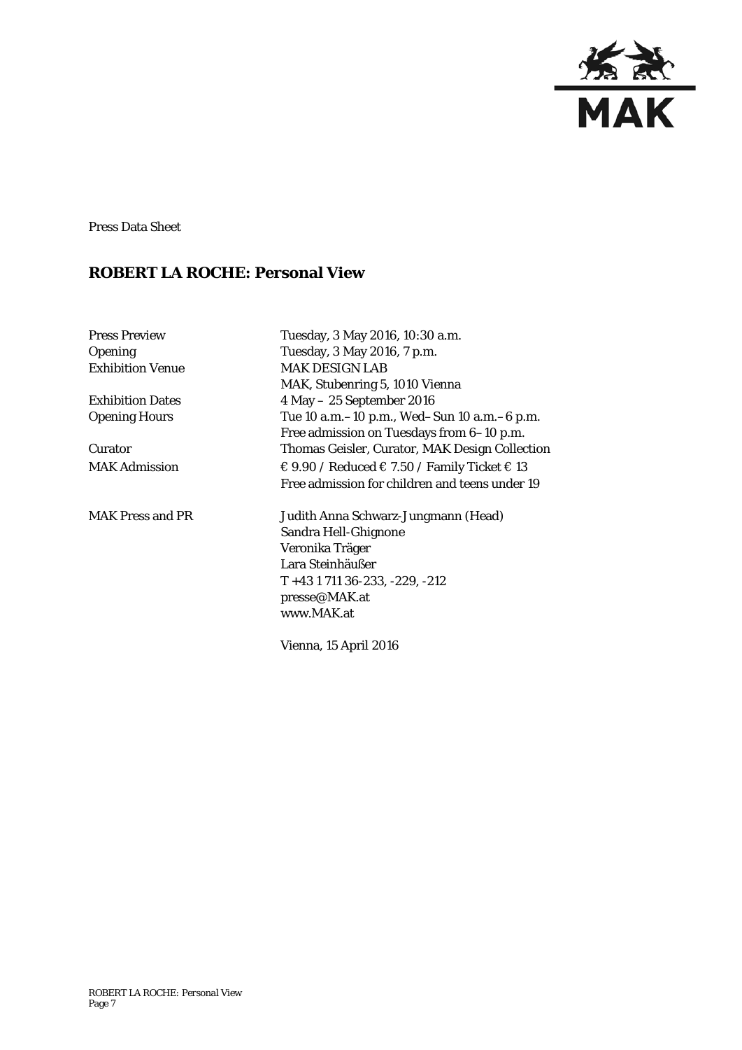Press Data Sheet

## ROBERT LA ROCHE: Personal View

| | |
|---|---|
| Press Preview | Tuesday, 3 May 2016, 10:30 a.m. |
| Opening | Tuesday, 3 May 2016, 7 p.m. |
| Exhibition Venue | MAK DESIGN LAB<br>MAK, Stubenring 5, 1010 Vienna |
| Exhibition Dates | 4 May – 25 September 2016 |
| Opening Hours | Tue 10 a.m.–10 p.m., Wed–Sun 10 a.m.–6 p.m.<br>Free admission on Tuesdays from 6–10 p.m. |
| Curator | Thomas Geisler, Curator, MAK Design Collection |
| MAK Admission | € 9.90 / Reduced € 7.50 / Family Ticket € 13<br>Free admission for children and teens under 19 |
| MAK Press and PR | Judith Anna Schwarz-Jungmann (Head)<br>Sandra Hell-Ghignone<br>Veronika Träger<br>Lara Steinhäußer<br>T +43 1 711 36-233, -229, -212<br>presse@MAK.at<br>www.MAK.at |

Vienna, 15 April 2016